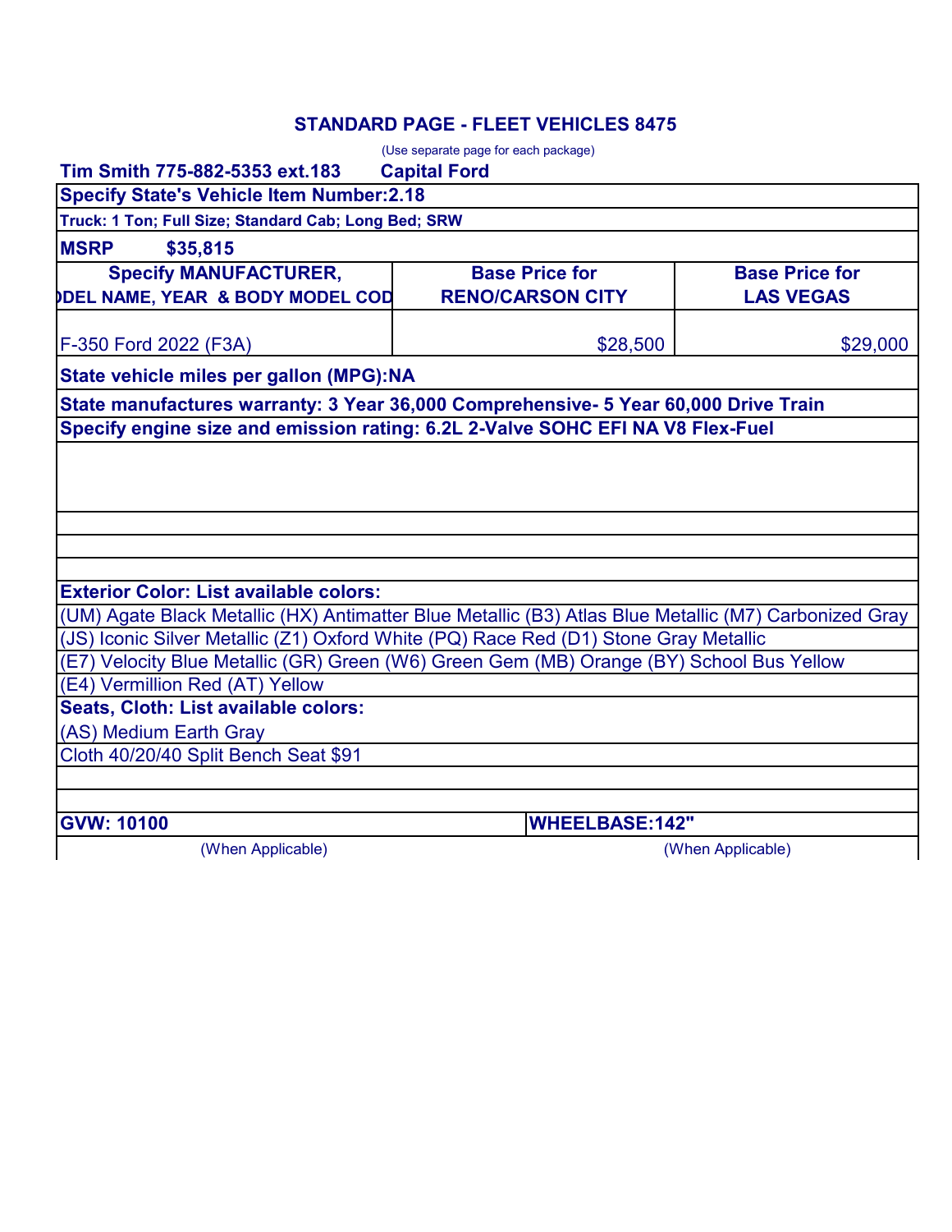## STANDARD PAGE - FLEET VEHICLES 8475

(Use separate page for each package)

**Tim Smith 775-882-5353 ext.183 Capital Ford**

**Specify State's Vehicle Item Number:2.18**

**Truck: 1 Ton; Full Size; Standard Cab; Long Bed; SRW**

**MSRP $35,815**

| Specify MANUFACTURER, MODEL NAME, YEAR & BODY MODEL CODE | Base Price for RENO/CARSON CITY | Base Price for LAS VEGAS |
|---|---|---|
| F-350 Ford 2022 (F3A) | $28,500 | $29,000 |

**State vehicle miles per gallon (MPG):NA**

**State manufactures warranty: 3 Year 36,000 Comprehensive- 5 Year 60,000 Drive Train**

**Specify engine size and emission rating: 6.2L 2-Valve SOHC EFI NA V8 Flex-Fuel**

**Exterior Color: List available colors:**

(UM) Agate Black Metallic (HX) Antimatter Blue Metallic (B3) Atlas Blue Metallic (M7) Carbonized Gray

(JS) Iconic Silver Metallic (Z1) Oxford White (PQ) Race Red (D1) Stone Gray Metallic

(E7) Velocity Blue Metallic (GR) Green (W6) Green Gem (MB) Orange (BY) School Bus Yellow

(E4) Vermillion Red (AT) Yellow

**Seats, Cloth: List available colors:**

(AS) Medium Earth Gray

Cloth 40/20/40 Split Bench Seat $91

| GVW: 10100 | WHEELBASE:142" |
|---|---|
| (When Applicable) | (When Applicable) |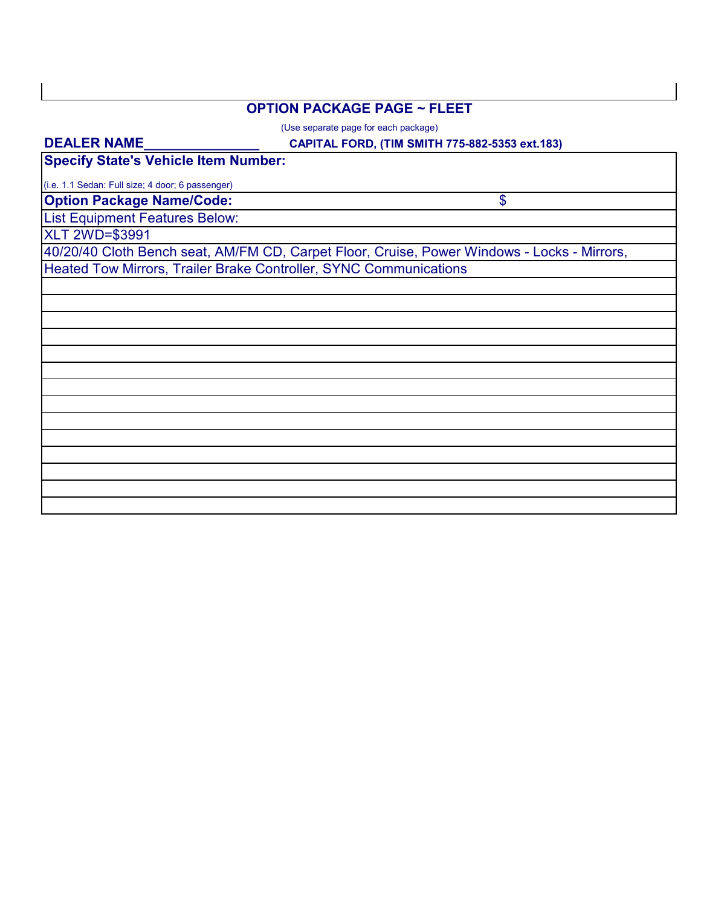## OPTION PACKAGE PAGE ~ FLEET

(Use separate page for each package)

**DEALER NAME_______________** **CAPITAL FORD, (TIM SMITH 775-882-5353 ext.183)**

| | |
|---|---|
| **Specify State's Vehicle Item Number:** | |
| (i.e. 1.1 Sedan: Full size; 4 door; 6 passenger) | |
| **Option Package Name/Code:** | $ |
| List Equipment Features Below: | |
| XLT 2WD=$3991 | |
| 40/20/40 Cloth Bench seat, AM/FM CD, Carpet Floor, Cruise, Power Windows - Locks - Mirrors, | |
| Heated Tow Mirrors, Trailer Brake Controller, SYNC Communications | |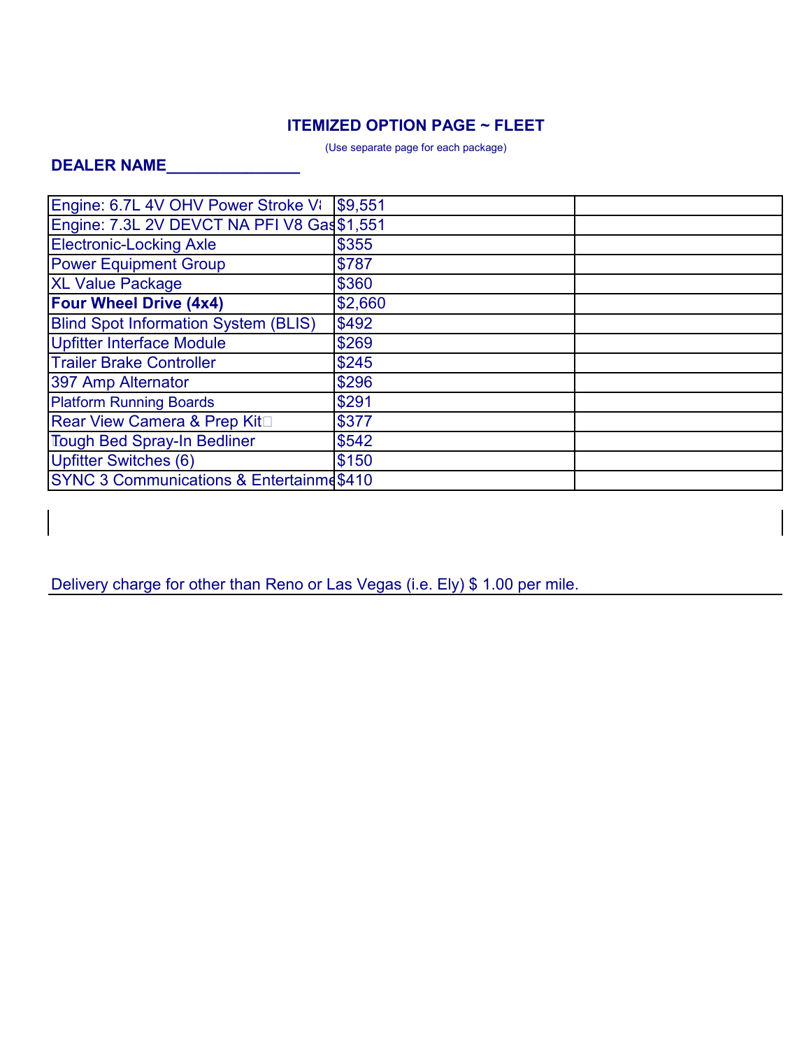## ITEMIZED OPTION PAGE ~ FLEET

(Use separate page for each package)

**DEALER NAME_______________**

| | | |
|---|---|---|
| Engine: 6.7L 4V OHV Power Stroke V8 | $9,551 | |
| Engine: 7.3L 2V DEVCT NA PFI V8 Gas | $1,551 | |
| Electronic-Locking Axle | $355 | |
| Power Equipment Group | $787 | |
| XL Value Package | $360 | |
| **Four Wheel Drive (4x4)** | $2,660 | |
| Blind Spot Information System (BLIS) | $492 | |
| Upfitter Interface Module | $269 | |
| Trailer Brake Controller | $245 | |
| 397 Amp Alternator | $296 | |
| Platform Running Boards | $291 | |
| Rear View Camera & Prep Kit | $377 | |
| Tough Bed Spray-In Bedliner | $542 | |
| Upfitter Switches (6) | $150 | |
| SYNC 3 Communications & Entertainme | $410 | |

Delivery charge for other than Reno or Las Vegas (i.e. Ely) $ 1.00 per mile.